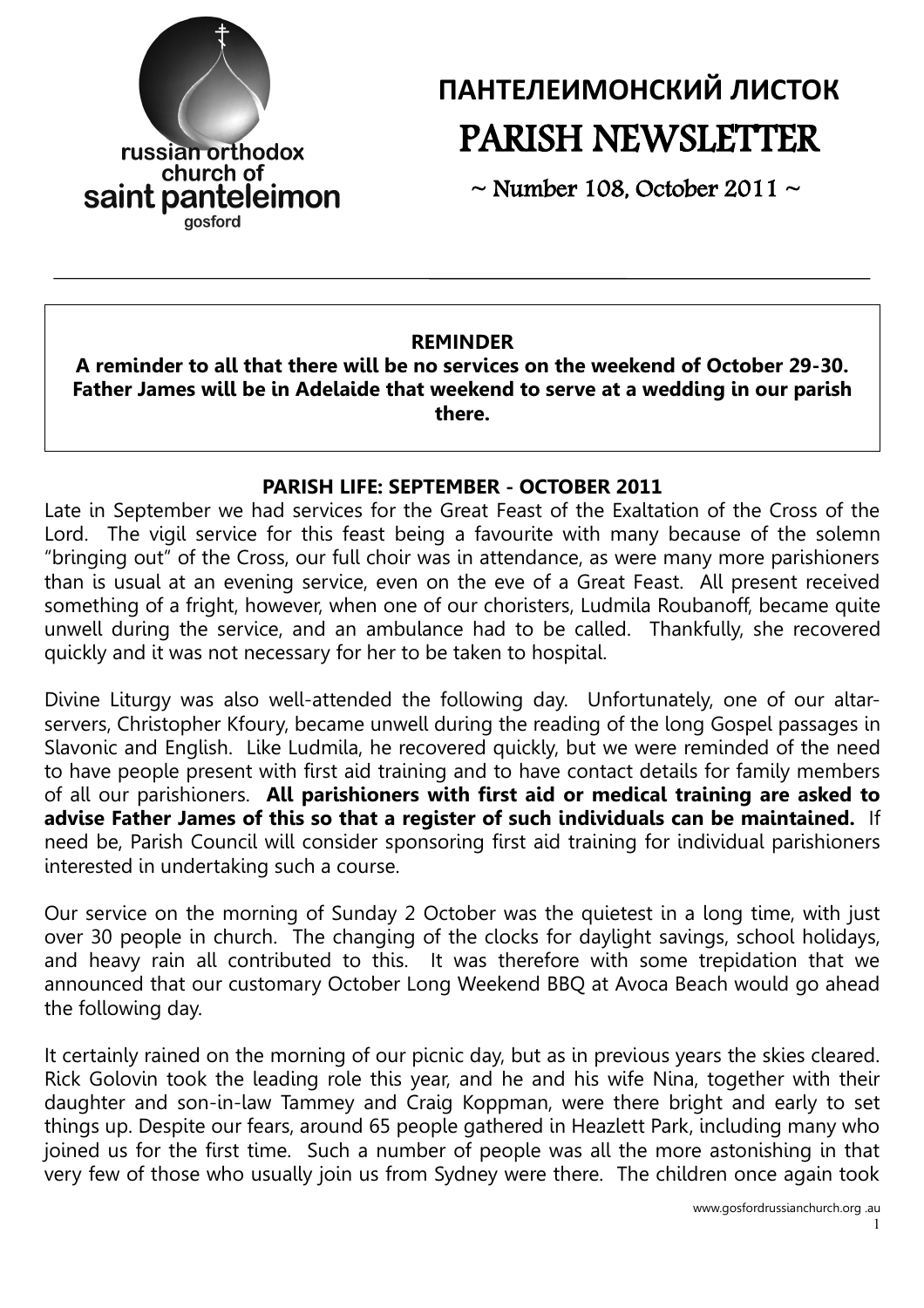russian orthodox church of saint panteleimon gosford

# ПАНТЕЛЕИМОНСКИЙ ЛИСТОК
# PARISH NEWSLETTER

~ Number 108, October 2011 ~

**REMINDER**

**A reminder to all that there will be no services on the weekend of October 29-30. Father James will be in Adelaide that weekend to serve at a wedding in our parish there.**

## PARISH LIFE: SEPTEMBER - OCTOBER 2011

Late in September we had services for the Great Feast of the Exaltation of the Cross of the Lord. The vigil service for this feast being a favourite with many because of the solemn "bringing out" of the Cross, our full choir was in attendance, as were many more parishioners than is usual at an evening service, even on the eve of a Great Feast. All present received something of a fright, however, when one of our choristers, Ludmila Roubanoff, became quite unwell during the service, and an ambulance had to be called. Thankfully, she recovered quickly and it was not necessary for her to be taken to hospital.

Divine Liturgy was also well-attended the following day. Unfortunately, one of our altar-servers, Christopher Kfoury, became unwell during the reading of the long Gospel passages in Slavonic and English. Like Ludmila, he recovered quickly, but we were reminded of the need to have people present with first aid training and to have contact details for family members of all our parishioners. **All parishioners with first aid or medical training are asked to advise Father James of this so that a register of such individuals can be maintained.** If need be, Parish Council will consider sponsoring first aid training for individual parishioners interested in undertaking such a course.

Our service on the morning of Sunday 2 October was the quietest in a long time, with just over 30 people in church. The changing of the clocks for daylight savings, school holidays, and heavy rain all contributed to this. It was therefore with some trepidation that we announced that our customary October Long Weekend BBQ at Avoca Beach would go ahead the following day.

It certainly rained on the morning of our picnic day, but as in previous years the skies cleared. Rick Golovin took the leading role this year, and he and his wife Nina, together with their daughter and son-in-law Tammey and Craig Koppman, were there bright and early to set things up. Despite our fears, around 65 people gathered in Heazlett Park, including many who joined us for the first time. Such a number of people was all the more astonishing in that very few of those who usually join us from Sydney were there. The children once again took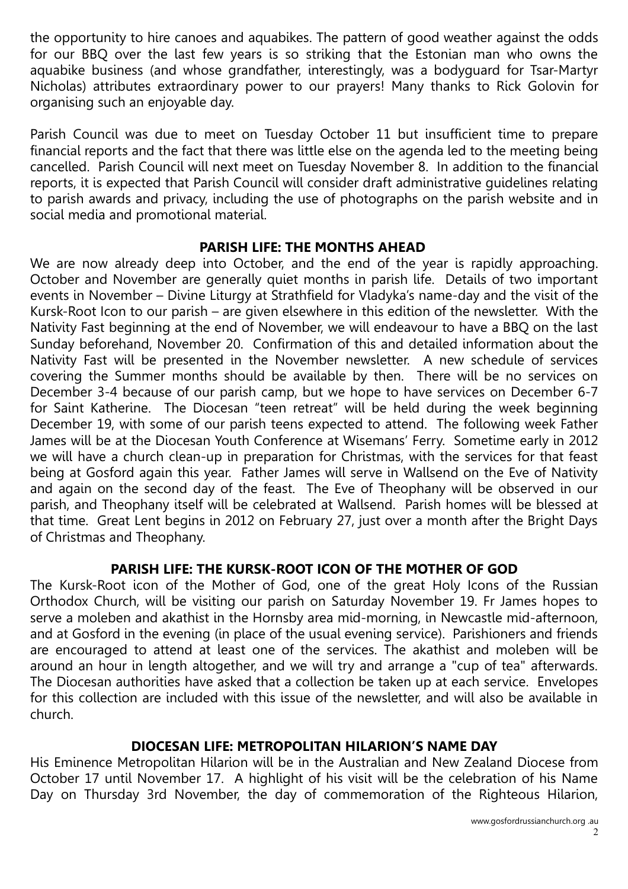the opportunity to hire canoes and aquabikes. The pattern of good weather against the odds for our BBQ over the last few years is so striking that the Estonian man who owns the aquabike business (and whose grandfather, interestingly, was a bodyguard for Tsar-Martyr Nicholas) attributes extraordinary power to our prayers! Many thanks to Rick Golovin for organising such an enjoyable day.

Parish Council was due to meet on Tuesday October 11 but insufficient time to prepare financial reports and the fact that there was little else on the agenda led to the meeting being cancelled. Parish Council will next meet on Tuesday November 8. In addition to the financial reports, it is expected that Parish Council will consider draft administrative guidelines relating to parish awards and privacy, including the use of photographs on the parish website and in social media and promotional material.

## PARISH LIFE: THE MONTHS AHEAD

We are now already deep into October, and the end of the year is rapidly approaching. October and November are generally quiet months in parish life. Details of two important events in November – Divine Liturgy at Strathfield for Vladyka's name-day and the visit of the Kursk-Root Icon to our parish – are given elsewhere in this edition of the newsletter. With the Nativity Fast beginning at the end of November, we will endeavour to have a BBQ on the last Sunday beforehand, November 20. Confirmation of this and detailed information about the Nativity Fast will be presented in the November newsletter. A new schedule of services covering the Summer months should be available by then. There will be no services on December 3-4 because of our parish camp, but we hope to have services on December 6-7 for Saint Katherine. The Diocesan "teen retreat" will be held during the week beginning December 19, with some of our parish teens expected to attend. The following week Father James will be at the Diocesan Youth Conference at Wisemans' Ferry. Sometime early in 2012 we will have a church clean-up in preparation for Christmas, with the services for that feast being at Gosford again this year. Father James will serve in Wallsend on the Eve of Nativity and again on the second day of the feast. The Eve of Theophany will be observed in our parish, and Theophany itself will be celebrated at Wallsend. Parish homes will be blessed at that time. Great Lent begins in 2012 on February 27, just over a month after the Bright Days of Christmas and Theophany.

## PARISH LIFE: THE KURSK-ROOT ICON OF THE MOTHER OF GOD

The Kursk-Root icon of the Mother of God, one of the great Holy Icons of the Russian Orthodox Church, will be visiting our parish on Saturday November 19. Fr James hopes to serve a moleben and akathist in the Hornsby area mid-morning, in Newcastle mid-afternoon, and at Gosford in the evening (in place of the usual evening service). Parishioners and friends are encouraged to attend at least one of the services. The akathist and moleben will be around an hour in length altogether, and we will try and arrange a "cup of tea" afterwards. The Diocesan authorities have asked that a collection be taken up at each service. Envelopes for this collection are included with this issue of the newsletter, and will also be available in church.

## DIOCESAN LIFE: METROPOLITAN HILARION'S NAME DAY

His Eminence Metropolitan Hilarion will be in the Australian and New Zealand Diocese from October 17 until November 17. A highlight of his visit will be the celebration of his Name Day on Thursday 3rd November, the day of commemoration of the Righteous Hilarion,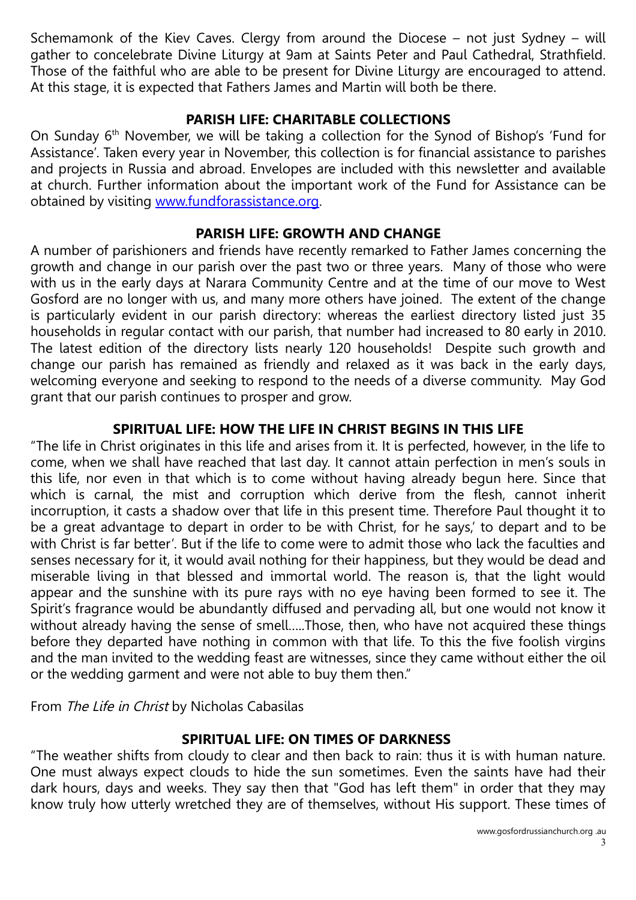Schemamonk of the Kiev Caves. Clergy from around the Diocese – not just Sydney – will gather to concelebrate Divine Liturgy at 9am at Saints Peter and Paul Cathedral, Strathfield. Those of the faithful who are able to be present for Divine Liturgy are encouraged to attend. At this stage, it is expected that Fathers James and Martin will both be there.

## PARISH LIFE: CHARITABLE COLLECTIONS

On Sunday 6th November, we will be taking a collection for the Synod of Bishop's 'Fund for Assistance'. Taken every year in November, this collection is for financial assistance to parishes and projects in Russia and abroad. Envelopes are included with this newsletter and available at church. Further information about the important work of the Fund for Assistance can be obtained by visiting www.fundforassistance.org.

## PARISH LIFE: GROWTH AND CHANGE

A number of parishioners and friends have recently remarked to Father James concerning the growth and change in our parish over the past two or three years. Many of those who were with us in the early days at Narara Community Centre and at the time of our move to West Gosford are no longer with us, and many more others have joined. The extent of the change is particularly evident in our parish directory: whereas the earliest directory listed just 35 households in regular contact with our parish, that number had increased to 80 early in 2010. The latest edition of the directory lists nearly 120 households! Despite such growth and change our parish has remained as friendly and relaxed as it was back in the early days, welcoming everyone and seeking to respond to the needs of a diverse community. May God grant that our parish continues to prosper and grow.

## SPIRITUAL LIFE: HOW THE LIFE IN CHRIST BEGINS IN THIS LIFE

"The life in Christ originates in this life and arises from it. It is perfected, however, in the life to come, when we shall have reached that last day. It cannot attain perfection in men's souls in this life, nor even in that which is to come without having already begun here. Since that which is carnal, the mist and corruption which derive from the flesh, cannot inherit incorruption, it casts a shadow over that life in this present time. Therefore Paul thought it to be a great advantage to depart in order to be with Christ, for he says,' to depart and to be with Christ is far better'. But if the life to come were to admit those who lack the faculties and senses necessary for it, it would avail nothing for their happiness, but they would be dead and miserable living in that blessed and immortal world. The reason is, that the light would appear and the sunshine with its pure rays with no eye having been formed to see it. The Spirit's fragrance would be abundantly diffused and pervading all, but one would not know it without already having the sense of smell.....Those, then, who have not acquired these things before they departed have nothing in common with that life. To this the five foolish virgins and the man invited to the wedding feast are witnesses, since they came without either the oil or the wedding garment and were not able to buy them then."

From *The Life in Christ* by Nicholas Cabasilas

## SPIRITUAL LIFE: ON TIMES OF DARKNESS

"The weather shifts from cloudy to clear and then back to rain: thus it is with human nature. One must always expect clouds to hide the sun sometimes. Even the saints have had their dark hours, days and weeks. They say then that "God has left them" in order that they may know truly how utterly wretched they are of themselves, without His support. These times of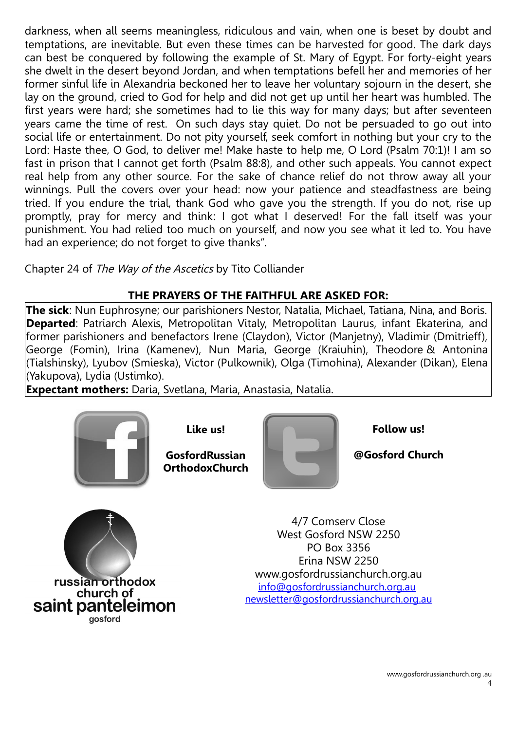darkness, when all seems meaningless, ridiculous and vain, when one is beset by doubt and temptations, are inevitable. But even these times can be harvested for good. The dark days can best be conquered by following the example of St. Mary of Egypt. For forty-eight years she dwelt in the desert beyond Jordan, and when temptations befell her and memories of her former sinful life in Alexandria beckoned her to leave her voluntary sojourn in the desert, she lay on the ground, cried to God for help and did not get up until her heart was humbled. The first years were hard; she sometimes had to lie this way for many days; but after seventeen years came the time of rest. On such days stay quiet. Do not be persuaded to go out into social life or entertainment. Do not pity yourself, seek comfort in nothing but your cry to the Lord: Haste thee, O God, to deliver me! Make haste to help me, O Lord (Psalm 70:1)! I am so fast in prison that I cannot get forth (Psalm 88:8), and other such appeals. You cannot expect real help from any other source. For the sake of chance relief do not throw away all your winnings. Pull the covers over your head: now your patience and steadfastness are being tried. If you endure the trial, thank God who gave you the strength. If you do not, rise up promptly, pray for mercy and think: I got what I deserved! For the fall itself was your punishment. You had relied too much on yourself, and now you see what it led to. You have had an experience; do not forget to give thanks".

Chapter 24 of *The Way of the Ascetics* by Tito Colliander

## THE PRAYERS OF THE FAITHFUL ARE ASKED FOR:

**The sick**: Nun Euphrosyne; our parishioners Nestor, Natalia, Michael, Tatiana, Nina, and Boris.
**Departed**: Patriarch Alexis, Metropolitan Vitaly, Metropolitan Laurus, infant Ekaterina, and former parishioners and benefactors Irene (Claydon), Victor (Manjetny), Vladimir (Dmitrieff), George (Fomin), Irina (Kamenev), Nun Maria, George (Kraiuhin), Theodore & Antonina (Tialshinsky), Lyubov (Smieska), Victor (Pulkownik), Olga (Timohina), Alexander (Dikan), Elena (Yakupova), Lydia (Ustimko).
**Expectant mothers:** Daria, Svetlana, Maria, Anastasia, Natalia.

**Like us!**

**GosfordRussian OrthodoxChurch**

**Follow us!**

**@Gosford Church**

russian orthodox church of saint panteleimon gosford

4/7 Comserv Close
West Gosford NSW 2250
PO Box 3356
Erina NSW 2250
www.gosfordrussianchurch.org.au
info@gosfordrussianchurch.org.au
newsletter@gosfordrussianchurch.org.au